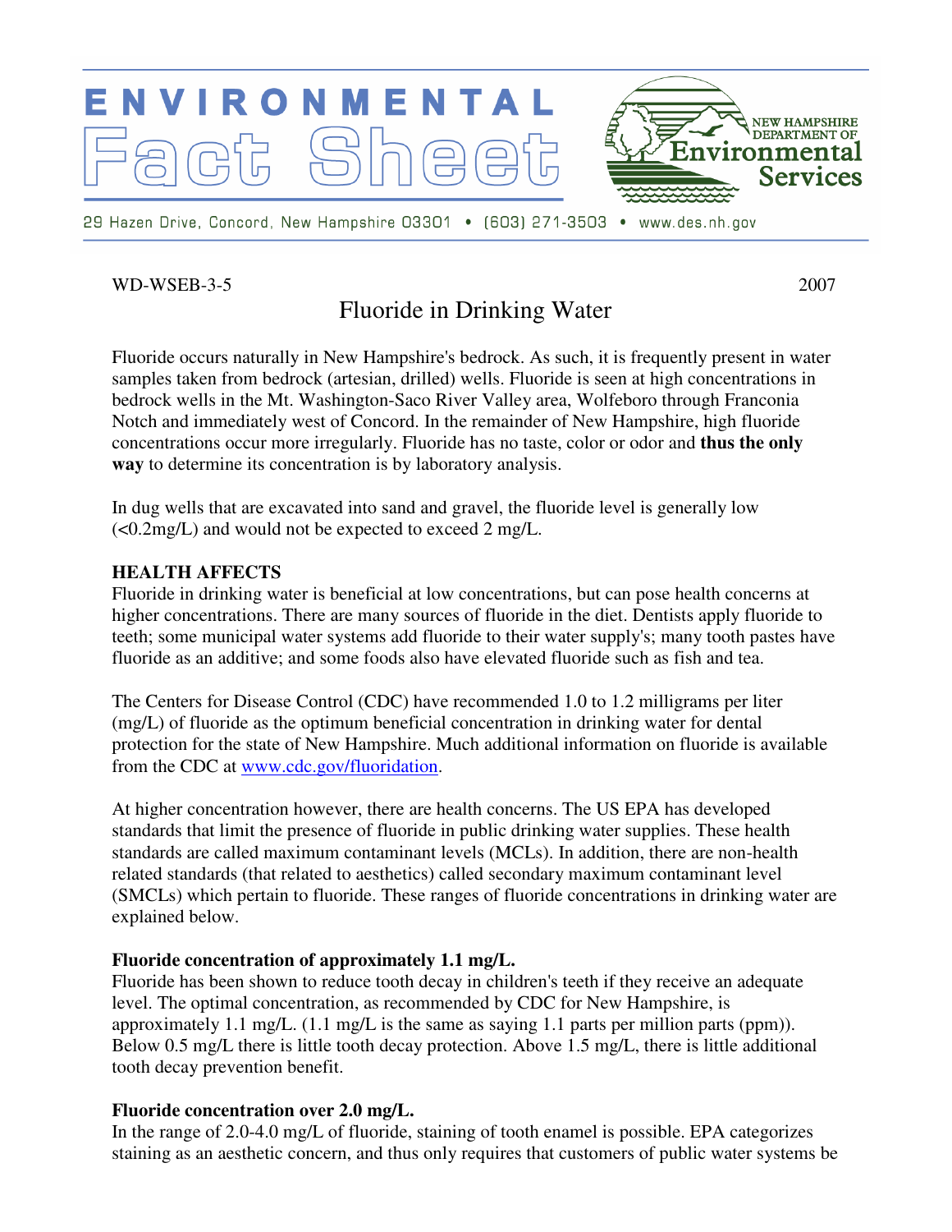# ENVIRONMENTAL Fact Sheet

NEW HAMPSHIRE DEPARTMENT OF Environmental Services

29 Hazen Drive, Concord, New Hampshire 03301 • (603) 271-3503 • www.des.nh.gov

WD-WSEB-3-5 2007

## Fluoride in Drinking Water

Fluoride occurs naturally in New Hampshire's bedrock. As such, it is frequently present in water samples taken from bedrock (artesian, drilled) wells. Fluoride is seen at high concentrations in bedrock wells in the Mt. Washington-Saco River Valley area, Wolfeboro through Franconia Notch and immediately west of Concord. In the remainder of New Hampshire, high fluoride concentrations occur more irregularly. Fluoride has no taste, color or odor and **thus the only way** to determine its concentration is by laboratory analysis.

In dug wells that are excavated into sand and gravel, the fluoride level is generally low (<0.2mg/L) and would not be expected to exceed 2 mg/L.

### HEALTH AFFECTS

Fluoride in drinking water is beneficial at low concentrations, but can pose health concerns at higher concentrations. There are many sources of fluoride in the diet. Dentists apply fluoride to teeth; some municipal water systems add fluoride to their water supply's; many tooth pastes have fluoride as an additive; and some foods also have elevated fluoride such as fish and tea.

The Centers for Disease Control (CDC) have recommended 1.0 to 1.2 milligrams per liter (mg/L) of fluoride as the optimum beneficial concentration in drinking water for dental protection for the state of New Hampshire. Much additional information on fluoride is available from the CDC at www.cdc.gov/fluoridation.

At higher concentration however, there are health concerns. The US EPA has developed standards that limit the presence of fluoride in public drinking water supplies. These health standards are called maximum contaminant levels (MCLs). In addition, there are non-health related standards (that related to aesthetics) called secondary maximum contaminant level (SMCLs) which pertain to fluoride. These ranges of fluoride concentrations in drinking water are explained below.

**Fluoride concentration of approximately 1.1 mg/L.**

Fluoride has been shown to reduce tooth decay in children's teeth if they receive an adequate level. The optimal concentration, as recommended by CDC for New Hampshire, is approximately 1.1 mg/L. (1.1 mg/L is the same as saying 1.1 parts per million parts (ppm)). Below 0.5 mg/L there is little tooth decay protection. Above 1.5 mg/L, there is little additional tooth decay prevention benefit.

**Fluoride concentration over 2.0 mg/L.**

In the range of 2.0-4.0 mg/L of fluoride, staining of tooth enamel is possible. EPA categorizes staining as an aesthetic concern, and thus only requires that customers of public water systems be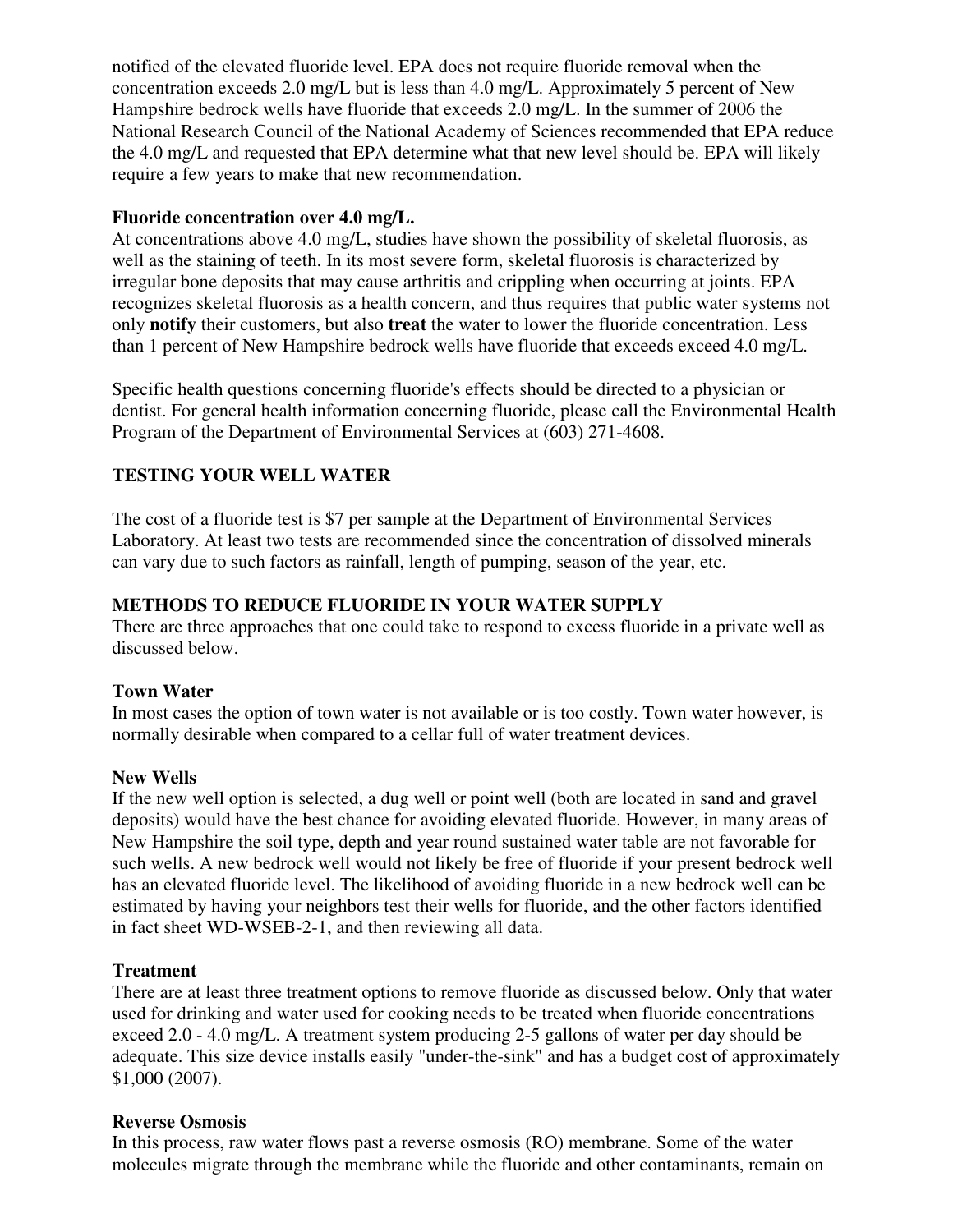notified of the elevated fluoride level. EPA does not require fluoride removal when the concentration exceeds 2.0 mg/L but is less than 4.0 mg/L. Approximately 5 percent of New Hampshire bedrock wells have fluoride that exceeds 2.0 mg/L. In the summer of 2006 the National Research Council of the National Academy of Sciences recommended that EPA reduce the 4.0 mg/L and requested that EPA determine what that new level should be. EPA will likely require a few years to make that new recommendation.

**Fluoride concentration over 4.0 mg/L.**

At concentrations above 4.0 mg/L, studies have shown the possibility of skeletal fluorosis, as well as the staining of teeth. In its most severe form, skeletal fluorosis is characterized by irregular bone deposits that may cause arthritis and crippling when occurring at joints. EPA recognizes skeletal fluorosis as a health concern, and thus requires that public water systems not only **notify** their customers, but also **treat** the water to lower the fluoride concentration. Less than 1 percent of New Hampshire bedrock wells have fluoride that exceeds exceed 4.0 mg/L.

Specific health questions concerning fluoride's effects should be directed to a physician or dentist. For general health information concerning fluoride, please call the Environmental Health Program of the Department of Environmental Services at (603) 271-4608.

## TESTING YOUR WELL WATER

The cost of a fluoride test is $7 per sample at the Department of Environmental Services Laboratory. At least two tests are recommended since the concentration of dissolved minerals can vary due to such factors as rainfall, length of pumping, season of the year, etc.

## METHODS TO REDUCE FLUORIDE IN YOUR WATER SUPPLY

There are three approaches that one could take to respond to excess fluoride in a private well as discussed below.

**Town Water**

In most cases the option of town water is not available or is too costly. Town water however, is normally desirable when compared to a cellar full of water treatment devices.

**New Wells**

If the new well option is selected, a dug well or point well (both are located in sand and gravel deposits) would have the best chance for avoiding elevated fluoride. However, in many areas of New Hampshire the soil type, depth and year round sustained water table are not favorable for such wells. A new bedrock well would not likely be free of fluoride if your present bedrock well has an elevated fluoride level. The likelihood of avoiding fluoride in a new bedrock well can be estimated by having your neighbors test their wells for fluoride, and the other factors identified in fact sheet WD-WSEB-2-1, and then reviewing all data.

**Treatment**

There are at least three treatment options to remove fluoride as discussed below. Only that water used for drinking and water used for cooking needs to be treated when fluoride concentrations exceed 2.0 - 4.0 mg/L. A treatment system producing 2-5 gallons of water per day should be adequate. This size device installs easily "under-the-sink" and has a budget cost of approximately $1,000 (2007).

**Reverse Osmosis**

In this process, raw water flows past a reverse osmosis (RO) membrane. Some of the water molecules migrate through the membrane while the fluoride and other contaminants, remain on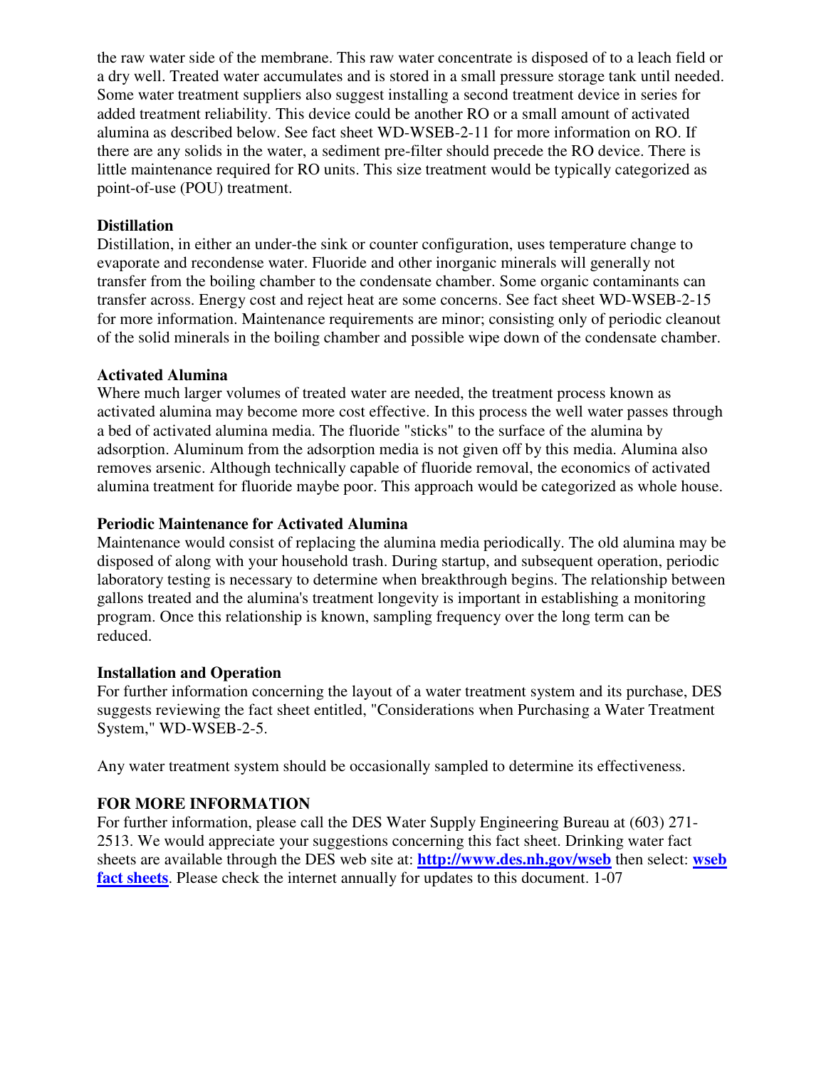the raw water side of the membrane. This raw water concentrate is disposed of to a leach field or a dry well. Treated water accumulates and is stored in a small pressure storage tank until needed. Some water treatment suppliers also suggest installing a second treatment device in series for added treatment reliability. This device could be another RO or a small amount of activated alumina as described below. See fact sheet WD-WSEB-2-11 for more information on RO. If there are any solids in the water, a sediment pre-filter should precede the RO device. There is little maintenance required for RO units. This size treatment would be typically categorized as point-of-use (POU) treatment.

**Distillation**

Distillation, in either an under-the sink or counter configuration, uses temperature change to evaporate and recondense water. Fluoride and other inorganic minerals will generally not transfer from the boiling chamber to the condensate chamber. Some organic contaminants can transfer across. Energy cost and reject heat are some concerns. See fact sheet WD-WSEB-2-15 for more information. Maintenance requirements are minor; consisting only of periodic cleanout of the solid minerals in the boiling chamber and possible wipe down of the condensate chamber.

**Activated Alumina**

Where much larger volumes of treated water are needed, the treatment process known as activated alumina may become more cost effective. In this process the well water passes through a bed of activated alumina media. The fluoride "sticks" to the surface of the alumina by adsorption. Aluminum from the adsorption media is not given off by this media. Alumina also removes arsenic. Although technically capable of fluoride removal, the economics of activated alumina treatment for fluoride maybe poor. This approach would be categorized as whole house.

**Periodic Maintenance for Activated Alumina**

Maintenance would consist of replacing the alumina media periodically. The old alumina may be disposed of along with your household trash. During startup, and subsequent operation, periodic laboratory testing is necessary to determine when breakthrough begins. The relationship between gallons treated and the alumina's treatment longevity is important in establishing a monitoring program. Once this relationship is known, sampling frequency over the long term can be reduced.

**Installation and Operation**

For further information concerning the layout of a water treatment system and its purchase, DES suggests reviewing the fact sheet entitled, "Considerations when Purchasing a Water Treatment System," WD-WSEB-2-5.

Any water treatment system should be occasionally sampled to determine its effectiveness.

**FOR MORE INFORMATION**

For further information, please call the DES Water Supply Engineering Bureau at (603) 271-2513. We would appreciate your suggestions concerning this fact sheet. Drinking water fact sheets are available through the DES web site at: **[http://www.des.nh.gov/wseb](http://www.des.nh.gov/wseb)** then select: **wseb fact sheets**. Please check the internet annually for updates to this document. 1-07